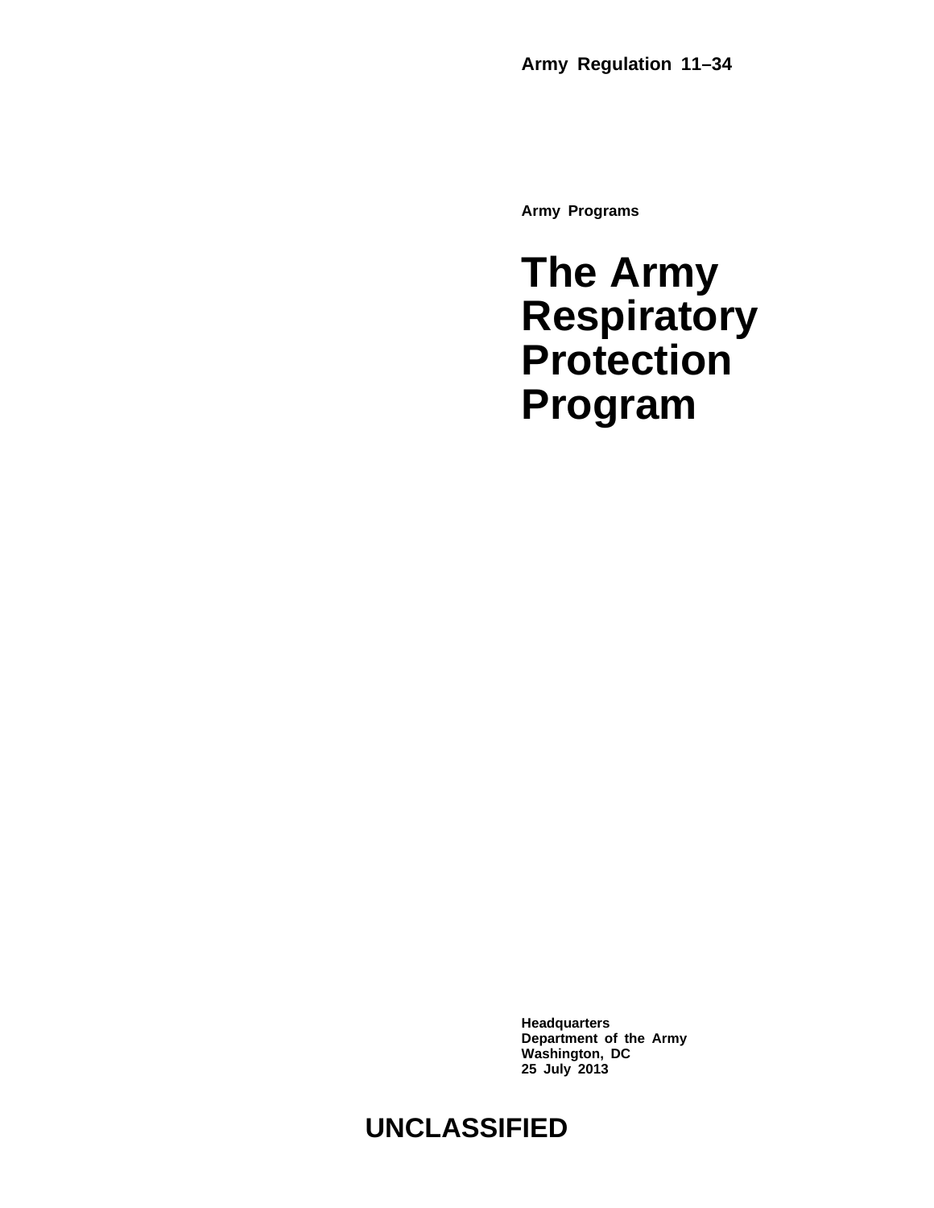**Army Regulation 11–34**

**Army Programs**

# The Army Respiratory Protection Program

**Headquarters**
**Department of the Army**
**Washington, DC**
**25 July 2013**

**UNCLASSIFIED**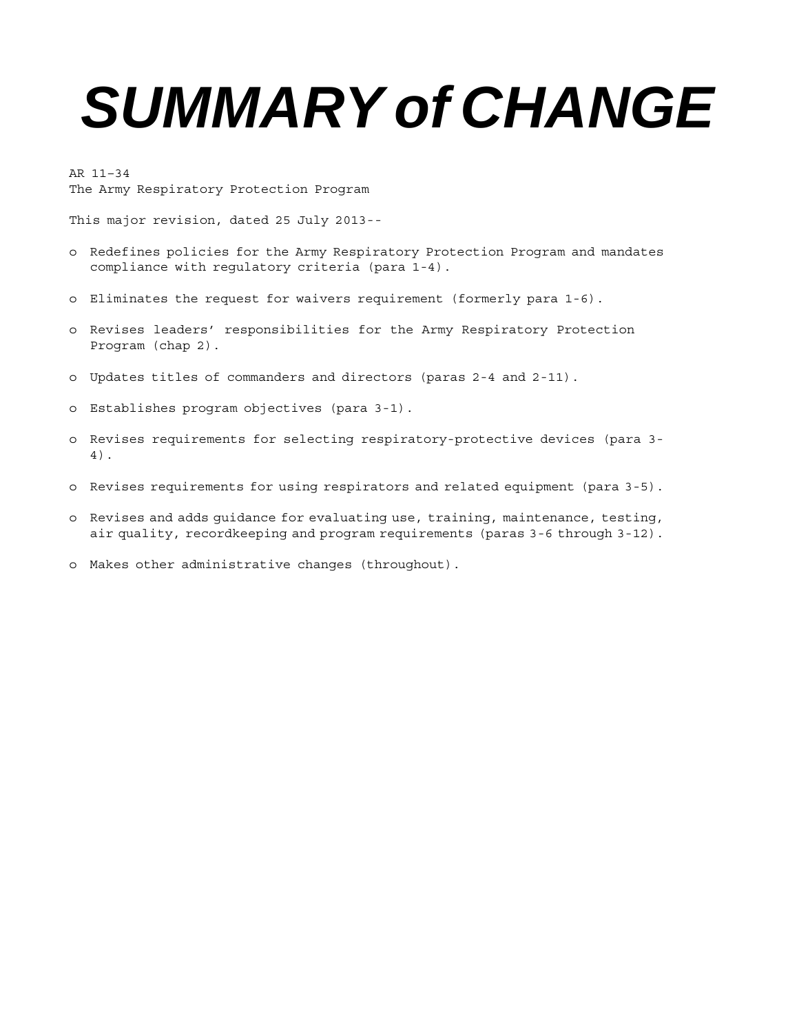# SUMMARY of CHANGE

AR 11–34
The Army Respiratory Protection Program

This major revision, dated 25 July 2013--

- o Redefines policies for the Army Respiratory Protection Program and mandates compliance with regulatory criteria (para 1-4).
- o Eliminates the request for waivers requirement (formerly para 1-6).
- o Revises leaders' responsibilities for the Army Respiratory Protection Program (chap 2).
- o Updates titles of commanders and directors (paras 2-4 and 2-11).
- o Establishes program objectives (para 3-1).
- o Revises requirements for selecting respiratory-protective devices (para 3-4).
- o Revises requirements for using respirators and related equipment (para 3-5).
- o Revises and adds guidance for evaluating use, training, maintenance, testing, air quality, recordkeeping and program requirements (paras 3-6 through 3-12).
- o Makes other administrative changes (throughout).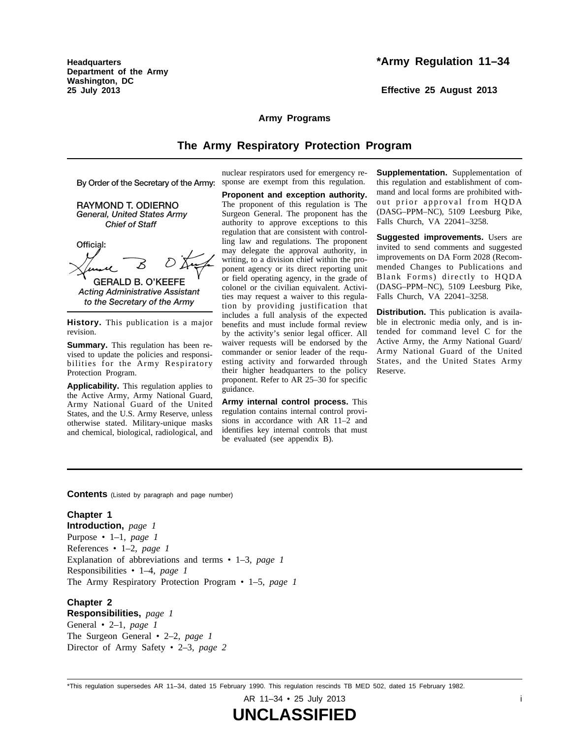Headquarters
Department of the Army
Washington, DC
25 July 2013

# *Army Regulation 11–34

Effective 25 August 2013

## Army Programs

## The Army Respiratory Protection Program

By Order of the Secretary of the Army:

RAYMOND T. ODIERNO
*General, United States Army*
*Chief of Staff*

Official:

GERALD B. O'KEEFE
*Acting Administrative Assistant to the Secretary of the Army*

**History.** This publication is a major revision.

**Summary.** This regulation has been revised to update the policies and responsibilities for the Army Respiratory Protection Program.

**Applicability.** This regulation applies to the Active Army, Army National Guard, Army National Guard of the United States, and the U.S. Army Reserve, unless otherwise stated. Military-unique masks and chemical, biological, radiological, and nuclear respirators used for emergency response are exempt from this regulation.

**Proponent and exception authority.** The proponent of this regulation is The Surgeon General. The proponent has the authority to approve exceptions to this regulation that are consistent with controlling law and regulations. The proponent may delegate the approval authority, in writing, to a division chief within the proponent agency or its direct reporting unit or field operating agency, in the grade of colonel or the civilian equivalent. Activities may request a waiver to this regulation by providing justification that includes a full analysis of the expected benefits and must include formal review by the activity's senior legal officer. All waiver requests will be endorsed by the commander or senior leader of the requesting activity and forwarded through their higher headquarters to the policy proponent. Refer to AR 25–30 for specific guidance.

**Army internal control process.** This regulation contains internal control provisions in accordance with AR 11–2 and identifies key internal controls that must be evaluated (see appendix B).

**Supplementation.** Supplementation of this regulation and establishment of command and local forms are prohibited without prior approval from HQDA (DASG–PPM–NC), 5109 Leesburg Pike, Falls Church, VA 22041–3258.

**Suggested improvements.** Users are invited to send comments and suggested improvements on DA Form 2028 (Recommended Changes to Publications and Blank Forms) directly to HQDA (DASG–PPM–NC), 5109 Leesburg Pike, Falls Church, VA 22041–3258.

**Distribution.** This publication is available in electronic media only, and is intended for command level C for the Active Army, the Army National Guard/Army National Guard of the United States, and the United States Army Reserve.

**Contents** (Listed by paragraph and page number)

**Chapter 1**
**Introduction,** *page 1*
Purpose • 1–1, *page 1*
References • 1–2, *page 1*
Explanation of abbreviations and terms • 1–3, *page 1*
Responsibilities • 1–4, *page 1*
The Army Respiratory Protection Program • 1–5, *page 1*

**Chapter 2**
**Responsibilities,** *page 1*
General • 2–1, *page 1*
The Surgeon General • 2–2, *page 1*
Director of Army Safety • 2–3, *page 2*

*This regulation supersedes AR 11–34, dated 15 February 1990. This regulation rescinds TB MED 502, dated 15 February 1982.

UNCLASSIFIED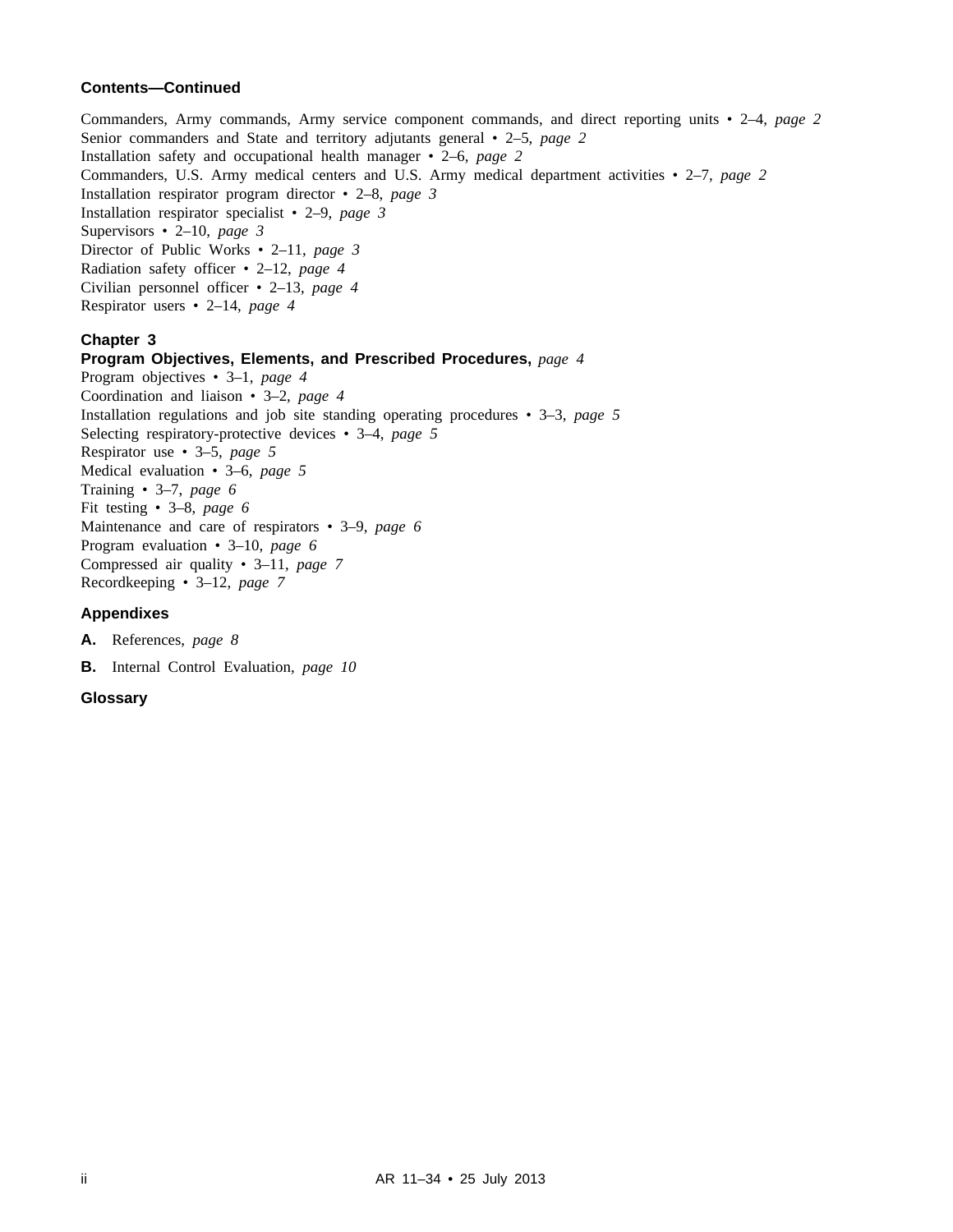**Contents—Continued**

Commanders, Army commands, Army service component commands, and direct reporting units • 2–4, *page 2*
Senior commanders and State and territory adjutants general • 2–5, *page 2*
Installation safety and occupational health manager • 2–6, *page 2*
Commanders, U.S. Army medical centers and U.S. Army medical department activities • 2–7, *page 2*
Installation respirator program director • 2–8, *page 3*
Installation respirator specialist • 2–9, *page 3*
Supervisors • 2–10, *page 3*
Director of Public Works • 2–11, *page 3*
Radiation safety officer • 2–12, *page 4*
Civilian personnel officer • 2–13, *page 4*
Respirator users • 2–14, *page 4*

**Chapter 3**
**Program Objectives, Elements, and Prescribed Procedures,** *page 4*
Program objectives • 3–1, *page 4*
Coordination and liaison • 3–2, *page 4*
Installation regulations and job site standing operating procedures • 3–3, *page 5*
Selecting respiratory-protective devices • 3–4, *page 5*
Respirator use • 3–5, *page 5*
Medical evaluation • 3–6, *page 5*
Training • 3–7, *page 6*
Fit testing • 3–8, *page 6*
Maintenance and care of respirators • 3–9, *page 6*
Program evaluation • 3–10, *page 6*
Compressed air quality • 3–11, *page 7*
Recordkeeping • 3–12, *page 7*

**Appendixes**

**A.** References, *page 8*

**B.** Internal Control Evaluation, *page 10*

**Glossary**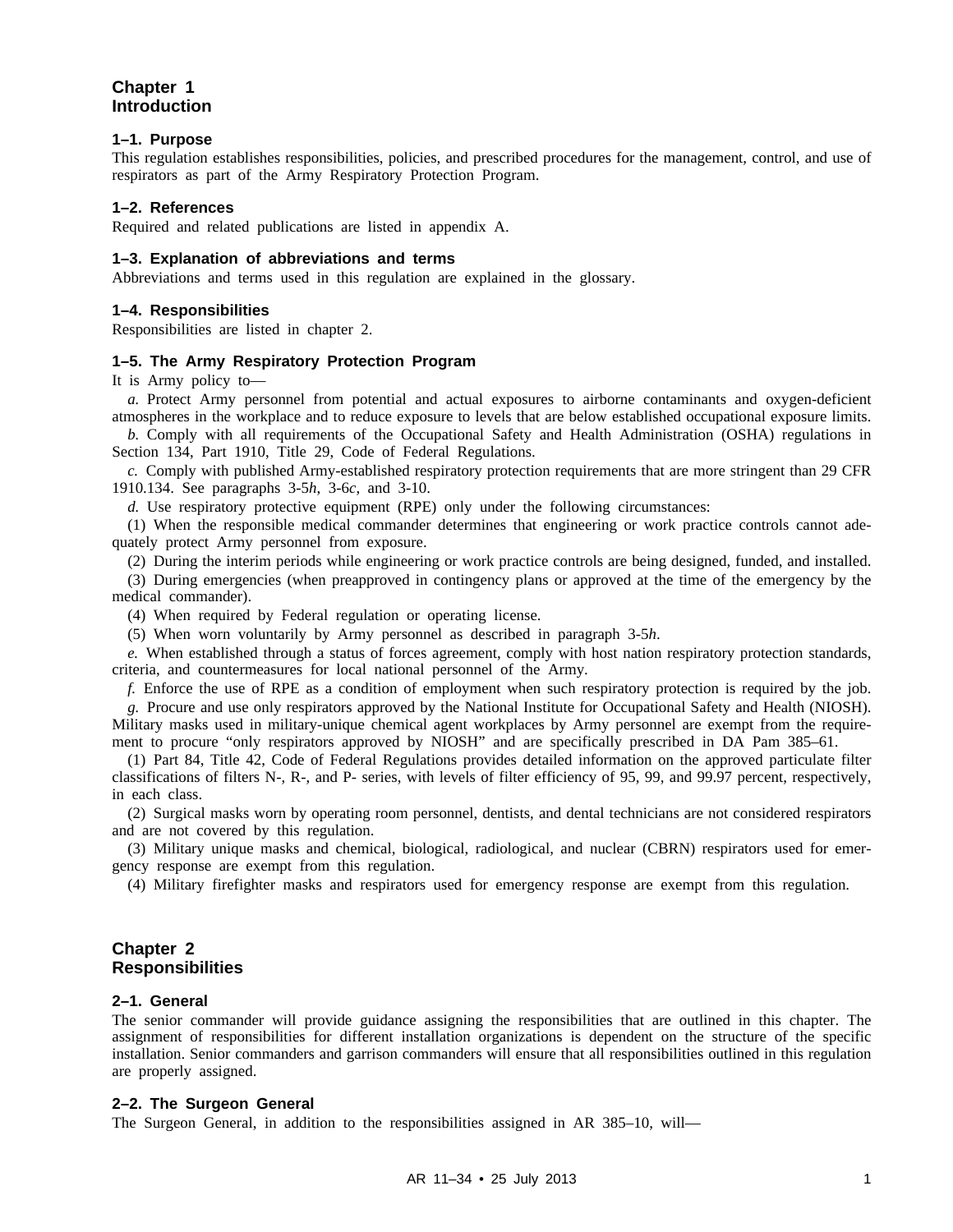# Chapter 1
# Introduction

## 1–1. Purpose

This regulation establishes responsibilities, policies, and prescribed procedures for the management, control, and use of respirators as part of the Army Respiratory Protection Program.

## 1–2. References

Required and related publications are listed in appendix A.

## 1–3. Explanation of abbreviations and terms

Abbreviations and terms used in this regulation are explained in the glossary.

## 1–4. Responsibilities

Responsibilities are listed in chapter 2.

## 1–5. The Army Respiratory Protection Program

It is Army policy to—

*a.* Protect Army personnel from potential and actual exposures to airborne contaminants and oxygen-deficient atmospheres in the workplace and to reduce exposure to levels that are below established occupational exposure limits.

*b.* Comply with all requirements of the Occupational Safety and Health Administration (OSHA) regulations in Section 134, Part 1910, Title 29, Code of Federal Regulations.

*c.* Comply with published Army-established respiratory protection requirements that are more stringent than 29 CFR 1910.134. See paragraphs 3-5*h*, 3-6*c*, and 3-10.

*d.* Use respiratory protective equipment (RPE) only under the following circumstances:

(1) When the responsible medical commander determines that engineering or work practice controls cannot adequately protect Army personnel from exposure.

(2) During the interim periods while engineering or work practice controls are being designed, funded, and installed.

(3) During emergencies (when preapproved in contingency plans or approved at the time of the emergency by the medical commander).

(4) When required by Federal regulation or operating license.

(5) When worn voluntarily by Army personnel as described in paragraph 3-5*h*.

*e.* When established through a status of forces agreement, comply with host nation respiratory protection standards, criteria, and countermeasures for local national personnel of the Army.

*f.* Enforce the use of RPE as a condition of employment when such respiratory protection is required by the job.

*g.* Procure and use only respirators approved by the National Institute for Occupational Safety and Health (NIOSH). Military masks used in military-unique chemical agent workplaces by Army personnel are exempt from the requirement to procure "only respirators approved by NIOSH" and are specifically prescribed in DA Pam 385–61.

(1) Part 84, Title 42, Code of Federal Regulations provides detailed information on the approved particulate filter classifications of filters N-, R-, and P- series, with levels of filter efficiency of 95, 99, and 99.97 percent, respectively, in each class.

(2) Surgical masks worn by operating room personnel, dentists, and dental technicians are not considered respirators and are not covered by this regulation.

(3) Military unique masks and chemical, biological, radiological, and nuclear (CBRN) respirators used for emergency response are exempt from this regulation.

(4) Military firefighter masks and respirators used for emergency response are exempt from this regulation.

# Chapter 2
# Responsibilities

## 2–1. General

The senior commander will provide guidance assigning the responsibilities that are outlined in this chapter. The assignment of responsibilities for different installation organizations is dependent on the structure of the specific installation. Senior commanders and garrison commanders will ensure that all responsibilities outlined in this regulation are properly assigned.

## 2–2. The Surgeon General

The Surgeon General, in addition to the responsibilities assigned in AR 385–10, will—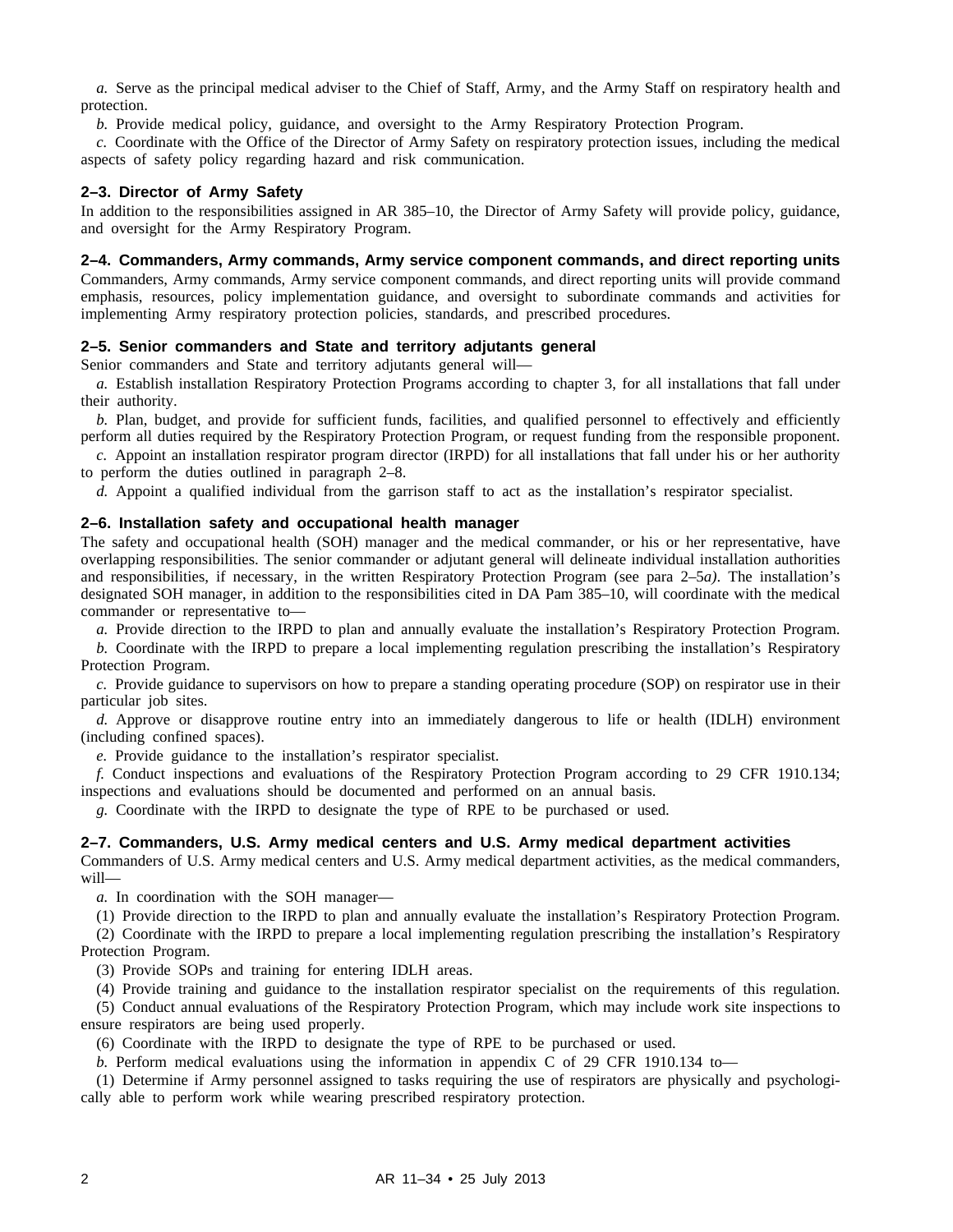*a.* Serve as the principal medical adviser to the Chief of Staff, Army, and the Army Staff on respiratory health and protection.

*b.* Provide medical policy, guidance, and oversight to the Army Respiratory Protection Program.

*c.* Coordinate with the Office of the Director of Army Safety on respiratory protection issues, including the medical aspects of safety policy regarding hazard and risk communication.

### 2–3. Director of Army Safety

In addition to the responsibilities assigned in AR 385–10, the Director of Army Safety will provide policy, guidance, and oversight for the Army Respiratory Program.

### 2–4. Commanders, Army commands, Army service component commands, and direct reporting units

Commanders, Army commands, Army service component commands, and direct reporting units will provide command emphasis, resources, policy implementation guidance, and oversight to subordinate commands and activities for implementing Army respiratory protection policies, standards, and prescribed procedures.

### 2–5. Senior commanders and State and territory adjutants general

Senior commanders and State and territory adjutants general will—

*a.* Establish installation Respiratory Protection Programs according to chapter 3, for all installations that fall under their authority.

*b.* Plan, budget, and provide for sufficient funds, facilities, and qualified personnel to effectively and efficiently perform all duties required by the Respiratory Protection Program, or request funding from the responsible proponent.

*c.* Appoint an installation respirator program director (IRPD) for all installations that fall under his or her authority to perform the duties outlined in paragraph 2–8.

*d.* Appoint a qualified individual from the garrison staff to act as the installation's respirator specialist.

### 2–6. Installation safety and occupational health manager

The safety and occupational health (SOH) manager and the medical commander, or his or her representative, have overlapping responsibilities. The senior commander or adjutant general will delineate individual installation authorities and responsibilities, if necessary, in the written Respiratory Protection Program (see para 2–5*a)*. The installation's designated SOH manager, in addition to the responsibilities cited in DA Pam 385–10, will coordinate with the medical commander or representative to—

*a.* Provide direction to the IRPD to plan and annually evaluate the installation's Respiratory Protection Program.

*b.* Coordinate with the IRPD to prepare a local implementing regulation prescribing the installation's Respiratory Protection Program.

*c.* Provide guidance to supervisors on how to prepare a standing operating procedure (SOP) on respirator use in their particular job sites.

*d.* Approve or disapprove routine entry into an immediately dangerous to life or health (IDLH) environment (including confined spaces).

*e.* Provide guidance to the installation's respirator specialist.

*f.* Conduct inspections and evaluations of the Respiratory Protection Program according to 29 CFR 1910.134; inspections and evaluations should be documented and performed on an annual basis.

*g.* Coordinate with the IRPD to designate the type of RPE to be purchased or used.

### 2–7. Commanders, U.S. Army medical centers and U.S. Army medical department activities

Commanders of U.S. Army medical centers and U.S. Army medical department activities, as the medical commanders, will—

*a.* In coordination with the SOH manager—

(1) Provide direction to the IRPD to plan and annually evaluate the installation's Respiratory Protection Program.

(2) Coordinate with the IRPD to prepare a local implementing regulation prescribing the installation's Respiratory Protection Program.

(3) Provide SOPs and training for entering IDLH areas.

(4) Provide training and guidance to the installation respirator specialist on the requirements of this regulation.

(5) Conduct annual evaluations of the Respiratory Protection Program, which may include work site inspections to ensure respirators are being used properly.

(6) Coordinate with the IRPD to designate the type of RPE to be purchased or used.

*b.* Perform medical evaluations using the information in appendix C of 29 CFR 1910.134 to—

(1) Determine if Army personnel assigned to tasks requiring the use of respirators are physically and psychologically able to perform work while wearing prescribed respiratory protection.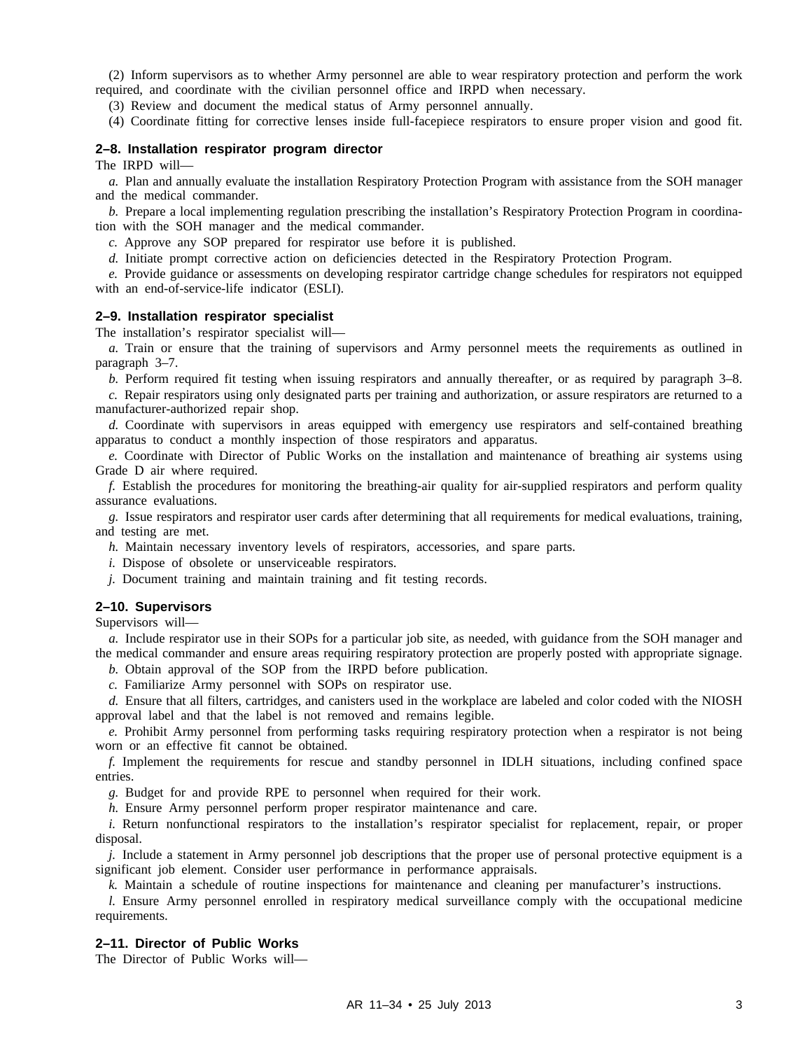(2) Inform supervisors as to whether Army personnel are able to wear respiratory protection and perform the work required, and coordinate with the civilian personnel office and IRPD when necessary.

(3) Review and document the medical status of Army personnel annually.

(4) Coordinate fitting for corrective lenses inside full-facepiece respirators to ensure proper vision and good fit.

### 2–8. Installation respirator program director

The IRPD will—

*a.* Plan and annually evaluate the installation Respiratory Protection Program with assistance from the SOH manager and the medical commander.

*b.* Prepare a local implementing regulation prescribing the installation's Respiratory Protection Program in coordination with the SOH manager and the medical commander.

*c.* Approve any SOP prepared for respirator use before it is published.

*d.* Initiate prompt corrective action on deficiencies detected in the Respiratory Protection Program.

*e.* Provide guidance or assessments on developing respirator cartridge change schedules for respirators not equipped with an end-of-service-life indicator (ESLI).

### 2–9. Installation respirator specialist

The installation's respirator specialist will—

*a.* Train or ensure that the training of supervisors and Army personnel meets the requirements as outlined in paragraph 3–7.

*b.* Perform required fit testing when issuing respirators and annually thereafter, or as required by paragraph 3–8.

*c.* Repair respirators using only designated parts per training and authorization, or assure respirators are returned to a manufacturer-authorized repair shop.

*d.* Coordinate with supervisors in areas equipped with emergency use respirators and self-contained breathing apparatus to conduct a monthly inspection of those respirators and apparatus.

*e.* Coordinate with Director of Public Works on the installation and maintenance of breathing air systems using Grade D air where required.

*f.* Establish the procedures for monitoring the breathing-air quality for air-supplied respirators and perform quality assurance evaluations.

*g.* Issue respirators and respirator user cards after determining that all requirements for medical evaluations, training, and testing are met.

*h.* Maintain necessary inventory levels of respirators, accessories, and spare parts.

*i.* Dispose of obsolete or unserviceable respirators.

*j.* Document training and maintain training and fit testing records.

### 2–10. Supervisors

Supervisors will—

*a.* Include respirator use in their SOPs for a particular job site, as needed, with guidance from the SOH manager and the medical commander and ensure areas requiring respiratory protection are properly posted with appropriate signage.

*b.* Obtain approval of the SOP from the IRPD before publication.

*c.* Familiarize Army personnel with SOPs on respirator use.

*d.* Ensure that all filters, cartridges, and canisters used in the workplace are labeled and color coded with the NIOSH approval label and that the label is not removed and remains legible.

*e.* Prohibit Army personnel from performing tasks requiring respiratory protection when a respirator is not being worn or an effective fit cannot be obtained.

*f.* Implement the requirements for rescue and standby personnel in IDLH situations, including confined space entries.

*g.* Budget for and provide RPE to personnel when required for their work.

*h.* Ensure Army personnel perform proper respirator maintenance and care.

*i.* Return nonfunctional respirators to the installation's respirator specialist for replacement, repair, or proper disposal.

*j.* Include a statement in Army personnel job descriptions that the proper use of personal protective equipment is a significant job element. Consider user performance in performance appraisals.

*k.* Maintain a schedule of routine inspections for maintenance and cleaning per manufacturer's instructions.

*l.* Ensure Army personnel enrolled in respiratory medical surveillance comply with the occupational medicine requirements.

### 2–11. Director of Public Works

The Director of Public Works will—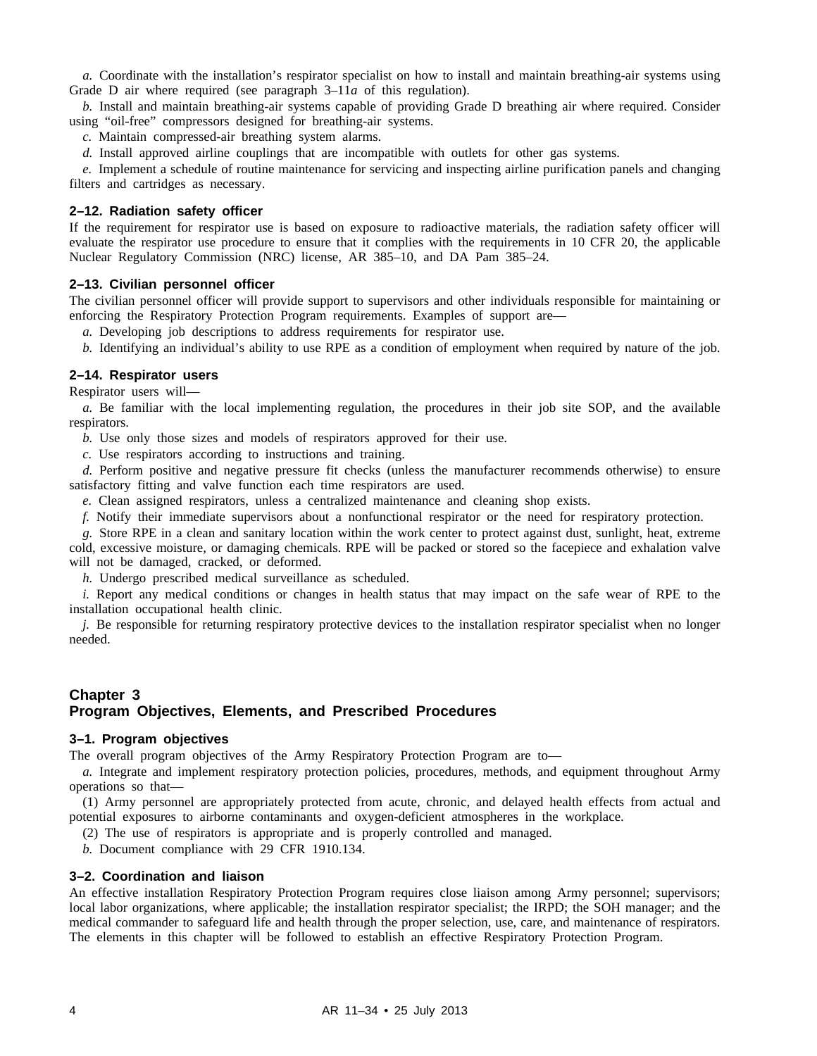*a.* Coordinate with the installation's respirator specialist on how to install and maintain breathing-air systems using Grade D air where required (see paragraph 3–11*a* of this regulation).

*b.* Install and maintain breathing-air systems capable of providing Grade D breathing air where required. Consider using "oil-free" compressors designed for breathing-air systems.

*c.* Maintain compressed-air breathing system alarms.

*d.* Install approved airline couplings that are incompatible with outlets for other gas systems.

*e.* Implement a schedule of routine maintenance for servicing and inspecting airline purification panels and changing filters and cartridges as necessary.

### 2–12. Radiation safety officer

If the requirement for respirator use is based on exposure to radioactive materials, the radiation safety officer will evaluate the respirator use procedure to ensure that it complies with the requirements in 10 CFR 20, the applicable Nuclear Regulatory Commission (NRC) license, AR 385–10, and DA Pam 385–24.

### 2–13. Civilian personnel officer

The civilian personnel officer will provide support to supervisors and other individuals responsible for maintaining or enforcing the Respiratory Protection Program requirements. Examples of support are—

*a.* Developing job descriptions to address requirements for respirator use.

*b.* Identifying an individual's ability to use RPE as a condition of employment when required by nature of the job.

### 2–14. Respirator users

Respirator users will—

*a.* Be familiar with the local implementing regulation, the procedures in their job site SOP, and the available respirators.

*b.* Use only those sizes and models of respirators approved for their use.

*c.* Use respirators according to instructions and training.

*d.* Perform positive and negative pressure fit checks (unless the manufacturer recommends otherwise) to ensure satisfactory fitting and valve function each time respirators are used.

*e.* Clean assigned respirators, unless a centralized maintenance and cleaning shop exists.

*f.* Notify their immediate supervisors about a nonfunctional respirator or the need for respiratory protection.

*g.* Store RPE in a clean and sanitary location within the work center to protect against dust, sunlight, heat, extreme cold, excessive moisture, or damaging chemicals. RPE will be packed or stored so the facepiece and exhalation valve will not be damaged, cracked, or deformed.

*h.* Undergo prescribed medical surveillance as scheduled.

*i.* Report any medical conditions or changes in health status that may impact on the safe wear of RPE to the installation occupational health clinic.

*j.* Be responsible for returning respiratory protective devices to the installation respirator specialist when no longer needed.

## Chapter 3
## Program Objectives, Elements, and Prescribed Procedures

### 3–1. Program objectives

The overall program objectives of the Army Respiratory Protection Program are to—

*a.* Integrate and implement respiratory protection policies, procedures, methods, and equipment throughout Army operations so that—

(1) Army personnel are appropriately protected from acute, chronic, and delayed health effects from actual and potential exposures to airborne contaminants and oxygen-deficient atmospheres in the workplace.

(2) The use of respirators is appropriate and is properly controlled and managed.

*b.* Document compliance with 29 CFR 1910.134.

### 3–2. Coordination and liaison

An effective installation Respiratory Protection Program requires close liaison among Army personnel; supervisors; local labor organizations, where applicable; the installation respirator specialist; the IRPD; the SOH manager; and the medical commander to safeguard life and health through the proper selection, use, care, and maintenance of respirators. The elements in this chapter will be followed to establish an effective Respiratory Protection Program.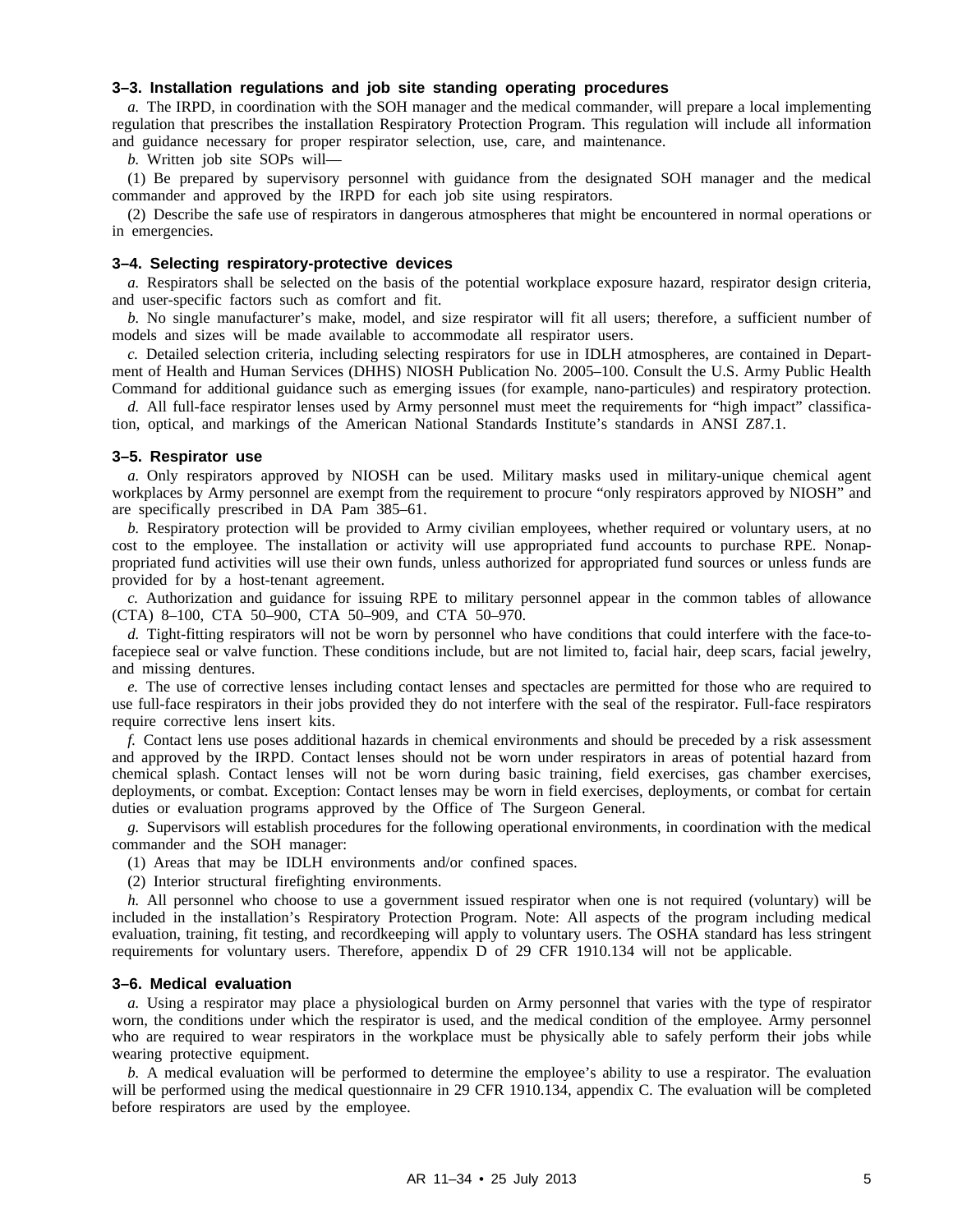### 3–3. Installation regulations and job site standing operating procedures

*a.* The IRPD, in coordination with the SOH manager and the medical commander, will prepare a local implementing regulation that prescribes the installation Respiratory Protection Program. This regulation will include all information and guidance necessary for proper respirator selection, use, care, and maintenance.

*b.* Written job site SOPs will—

(1) Be prepared by supervisory personnel with guidance from the designated SOH manager and the medical commander and approved by the IRPD for each job site using respirators.

(2) Describe the safe use of respirators in dangerous atmospheres that might be encountered in normal operations or in emergencies.

### 3–4. Selecting respiratory-protective devices

*a.* Respirators shall be selected on the basis of the potential workplace exposure hazard, respirator design criteria, and user-specific factors such as comfort and fit.

*b.* No single manufacturer's make, model, and size respirator will fit all users; therefore, a sufficient number of models and sizes will be made available to accommodate all respirator users.

*c.* Detailed selection criteria, including selecting respirators for use in IDLH atmospheres, are contained in Department of Health and Human Services (DHHS) NIOSH Publication No. 2005–100. Consult the U.S. Army Public Health Command for additional guidance such as emerging issues (for example, nano-particules) and respiratory protection.

*d.* All full-face respirator lenses used by Army personnel must meet the requirements for "high impact" classification, optical, and markings of the American National Standards Institute's standards in ANSI Z87.1.

### 3–5. Respirator use

*a.* Only respirators approved by NIOSH can be used. Military masks used in military-unique chemical agent workplaces by Army personnel are exempt from the requirement to procure "only respirators approved by NIOSH" and are specifically prescribed in DA Pam 385–61.

*b.* Respiratory protection will be provided to Army civilian employees, whether required or voluntary users, at no cost to the employee. The installation or activity will use appropriated fund accounts to purchase RPE. Nonappropriated fund activities will use their own funds, unless authorized for appropriated fund sources or unless funds are provided for by a host-tenant agreement.

*c.* Authorization and guidance for issuing RPE to military personnel appear in the common tables of allowance (CTA) 8–100, CTA 50–900, CTA 50–909, and CTA 50–970.

*d.* Tight-fitting respirators will not be worn by personnel who have conditions that could interfere with the face-to-facepiece seal or valve function. These conditions include, but are not limited to, facial hair, deep scars, facial jewelry, and missing dentures.

*e.* The use of corrective lenses including contact lenses and spectacles are permitted for those who are required to use full-face respirators in their jobs provided they do not interfere with the seal of the respirator. Full-face respirators require corrective lens insert kits.

*f.* Contact lens use poses additional hazards in chemical environments and should be preceded by a risk assessment and approved by the IRPD. Contact lenses should not be worn under respirators in areas of potential hazard from chemical splash. Contact lenses will not be worn during basic training, field exercises, gas chamber exercises, deployments, or combat. Exception: Contact lenses may be worn in field exercises, deployments, or combat for certain duties or evaluation programs approved by the Office of The Surgeon General.

*g.* Supervisors will establish procedures for the following operational environments, in coordination with the medical commander and the SOH manager:

(1) Areas that may be IDLH environments and/or confined spaces.

(2) Interior structural firefighting environments.

*h.* All personnel who choose to use a government issued respirator when one is not required (voluntary) will be included in the installation's Respiratory Protection Program. Note: All aspects of the program including medical evaluation, training, fit testing, and recordkeeping will apply to voluntary users. The OSHA standard has less stringent requirements for voluntary users. Therefore, appendix D of 29 CFR 1910.134 will not be applicable.

### 3–6. Medical evaluation

*a.* Using a respirator may place a physiological burden on Army personnel that varies with the type of respirator worn, the conditions under which the respirator is used, and the medical condition of the employee. Army personnel who are required to wear respirators in the workplace must be physically able to safely perform their jobs while wearing protective equipment.

*b.* A medical evaluation will be performed to determine the employee's ability to use a respirator. The evaluation will be performed using the medical questionnaire in 29 CFR 1910.134, appendix C. The evaluation will be completed before respirators are used by the employee.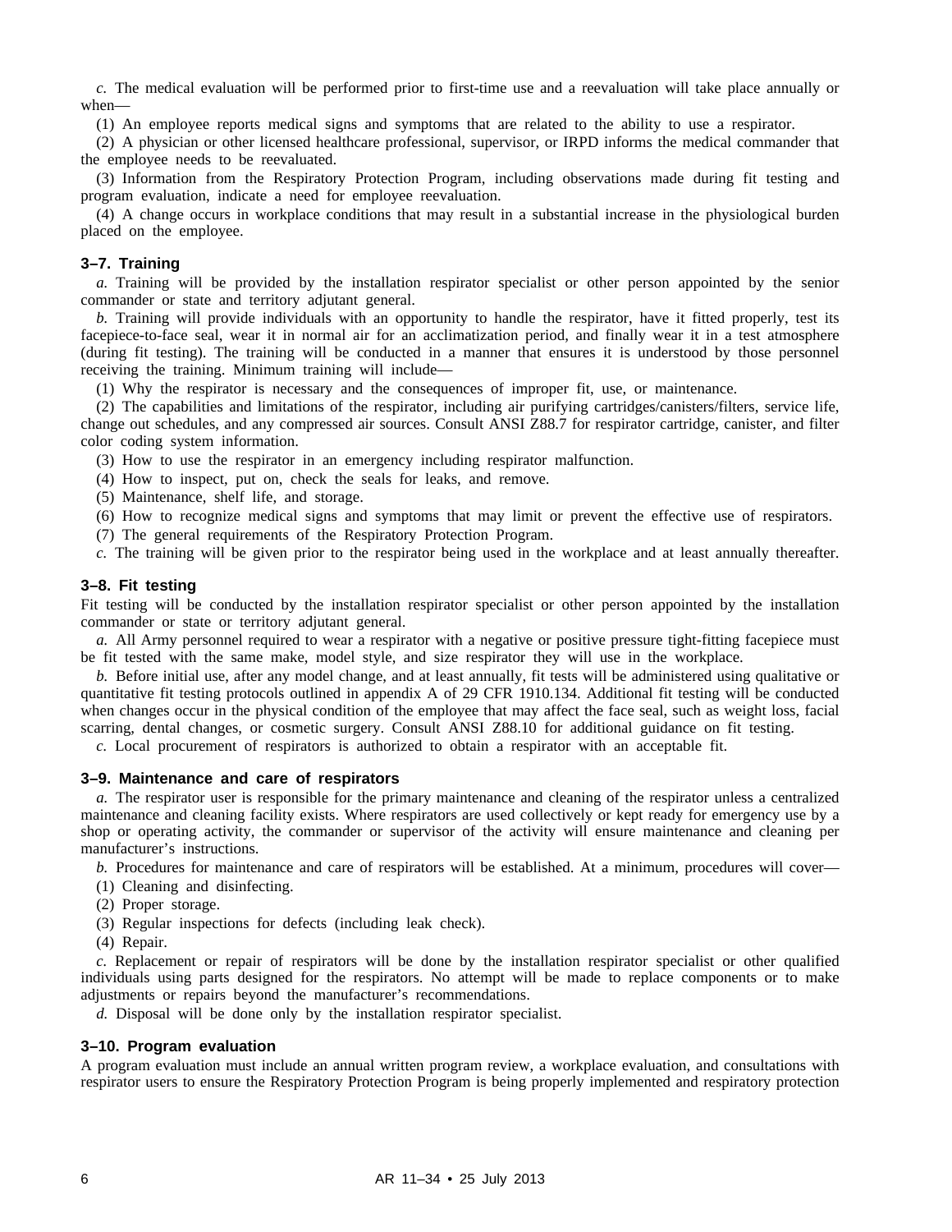*c.* The medical evaluation will be performed prior to first-time use and a reevaluation will take place annually or when—

(1) An employee reports medical signs and symptoms that are related to the ability to use a respirator.

(2) A physician or other licensed healthcare professional, supervisor, or IRPD informs the medical commander that the employee needs to be reevaluated.

(3) Information from the Respiratory Protection Program, including observations made during fit testing and program evaluation, indicate a need for employee reevaluation.

(4) A change occurs in workplace conditions that may result in a substantial increase in the physiological burden placed on the employee.

### 3–7. Training

*a.* Training will be provided by the installation respirator specialist or other person appointed by the senior commander or state and territory adjutant general.

*b.* Training will provide individuals with an opportunity to handle the respirator, have it fitted properly, test its facepiece-to-face seal, wear it in normal air for an acclimatization period, and finally wear it in a test atmosphere (during fit testing). The training will be conducted in a manner that ensures it is understood by those personnel receiving the training. Minimum training will include—

(1) Why the respirator is necessary and the consequences of improper fit, use, or maintenance.

(2) The capabilities and limitations of the respirator, including air purifying cartridges/canisters/filters, service life, change out schedules, and any compressed air sources. Consult ANSI Z88.7 for respirator cartridge, canister, and filter color coding system information.

(3) How to use the respirator in an emergency including respirator malfunction.

(4) How to inspect, put on, check the seals for leaks, and remove.

(5) Maintenance, shelf life, and storage.

(6) How to recognize medical signs and symptoms that may limit or prevent the effective use of respirators.

(7) The general requirements of the Respiratory Protection Program.

*c.* The training will be given prior to the respirator being used in the workplace and at least annually thereafter.

### 3–8. Fit testing

Fit testing will be conducted by the installation respirator specialist or other person appointed by the installation commander or state or territory adjutant general.

*a.* All Army personnel required to wear a respirator with a negative or positive pressure tight-fitting facepiece must be fit tested with the same make, model style, and size respirator they will use in the workplace.

*b.* Before initial use, after any model change, and at least annually, fit tests will be administered using qualitative or quantitative fit testing protocols outlined in appendix A of 29 CFR 1910.134. Additional fit testing will be conducted when changes occur in the physical condition of the employee that may affect the face seal, such as weight loss, facial scarring, dental changes, or cosmetic surgery. Consult ANSI Z88.10 for additional guidance on fit testing.

*c.* Local procurement of respirators is authorized to obtain a respirator with an acceptable fit.

### 3–9. Maintenance and care of respirators

*a.* The respirator user is responsible for the primary maintenance and cleaning of the respirator unless a centralized maintenance and cleaning facility exists. Where respirators are used collectively or kept ready for emergency use by a shop or operating activity, the commander or supervisor of the activity will ensure maintenance and cleaning per manufacturer's instructions.

*b.* Procedures for maintenance and care of respirators will be established. At a minimum, procedures will cover—

(1) Cleaning and disinfecting.

(2) Proper storage.

(3) Regular inspections for defects (including leak check).

(4) Repair.

*c.* Replacement or repair of respirators will be done by the installation respirator specialist or other qualified individuals using parts designed for the respirators. No attempt will be made to replace components or to make adjustments or repairs beyond the manufacturer's recommendations.

*d.* Disposal will be done only by the installation respirator specialist.

### 3–10. Program evaluation

A program evaluation must include an annual written program review, a workplace evaluation, and consultations with respirator users to ensure the Respiratory Protection Program is being properly implemented and respiratory protection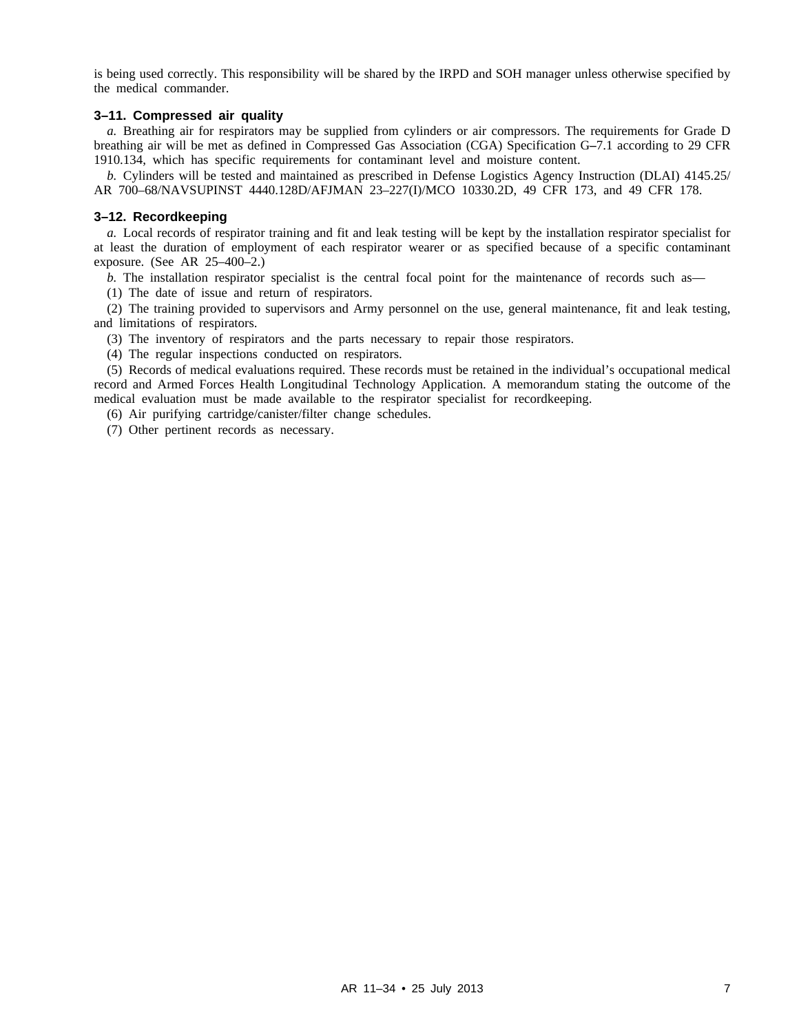is being used correctly. This responsibility will be shared by the IRPD and SOH manager unless otherwise specified by the medical commander.

### 3–11. Compressed air quality

*a.* Breathing air for respirators may be supplied from cylinders or air compressors. The requirements for Grade D breathing air will be met as defined in Compressed Gas Association (CGA) Specification G–7.1 according to 29 CFR 1910.134, which has specific requirements for contaminant level and moisture content.

*b.* Cylinders will be tested and maintained as prescribed in Defense Logistics Agency Instruction (DLAI) 4145.25/ AR 700–68/NAVSUPINST 4440.128D/AFJMAN 23–227(I)/MCO 10330.2D, 49 CFR 173, and 49 CFR 178.

### 3–12. Recordkeeping

*a.* Local records of respirator training and fit and leak testing will be kept by the installation respirator specialist for at least the duration of employment of each respirator wearer or as specified because of a specific contaminant exposure. (See AR 25–400–2.)

*b.* The installation respirator specialist is the central focal point for the maintenance of records such as—

(1) The date of issue and return of respirators.

(2) The training provided to supervisors and Army personnel on the use, general maintenance, fit and leak testing, and limitations of respirators.

(3) The inventory of respirators and the parts necessary to repair those respirators.

(4) The regular inspections conducted on respirators.

(5) Records of medical evaluations required. These records must be retained in the individual's occupational medical record and Armed Forces Health Longitudinal Technology Application. A memorandum stating the outcome of the medical evaluation must be made available to the respirator specialist for recordkeeping.

(6) Air purifying cartridge/canister/filter change schedules.

(7) Other pertinent records as necessary.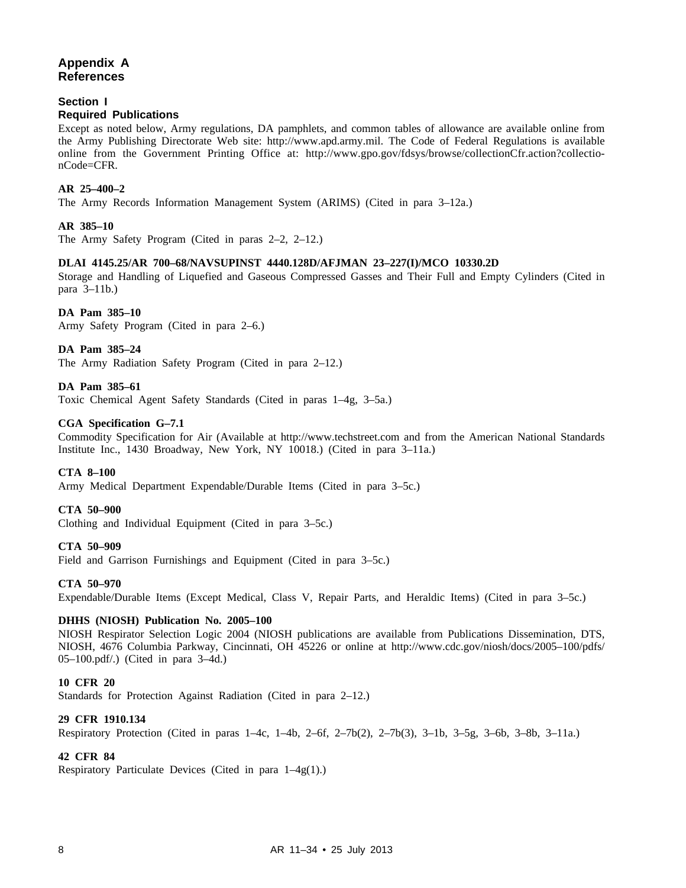# Appendix A References

## Section I Required Publications

Except as noted below, Army regulations, DA pamphlets, and common tables of allowance are available online from the Army Publishing Directorate Web site: http://www.apd.army.mil. The Code of Federal Regulations is available online from the Government Printing Office at: http://www.gpo.gov/fdsys/browse/collectionCfr.action?collectionCode=CFR.

**AR 25–400–2**
The Army Records Information Management System (ARIMS) (Cited in para 3–12a.)

**AR 385–10**
The Army Safety Program (Cited in paras 2–2, 2–12.)

**DLAI 4145.25/AR 700–68/NAVSUPINST 4440.128D/AFJMAN 23–227(I)/MCO 10330.2D**
Storage and Handling of Liquefied and Gaseous Compressed Gasses and Their Full and Empty Cylinders (Cited in para 3–11b.)

**DA Pam 385–10**
Army Safety Program (Cited in para 2–6.)

**DA Pam 385–24**
The Army Radiation Safety Program (Cited in para 2–12.)

**DA Pam 385–61**
Toxic Chemical Agent Safety Standards (Cited in paras 1–4g, 3–5a.)

**CGA Specification G–7.1**
Commodity Specification for Air (Available at http://www.techstreet.com and from the American National Standards Institute Inc., 1430 Broadway, New York, NY 10018.) (Cited in para 3–11a.)

**CTA 8–100**
Army Medical Department Expendable/Durable Items (Cited in para 3–5c.)

**CTA 50–900**
Clothing and Individual Equipment (Cited in para 3–5c.)

**CTA 50–909**
Field and Garrison Furnishings and Equipment (Cited in para 3–5c.)

**CTA 50–970**
Expendable/Durable Items (Except Medical, Class V, Repair Parts, and Heraldic Items) (Cited in para 3–5c.)

**DHHS (NIOSH) Publication No. 2005–100**
NIOSH Respirator Selection Logic 2004 (NIOSH publications are available from Publications Dissemination, DTS, NIOSH, 4676 Columbia Parkway, Cincinnati, OH 45226 or online at http://www.cdc.gov/niosh/docs/2005–100/pdfs/05–100.pdf/.) (Cited in para 3–4d.)

**10 CFR 20**
Standards for Protection Against Radiation (Cited in para 2–12.)

**29 CFR 1910.134**
Respiratory Protection (Cited in paras 1–4c, 1–4b, 2–6f, 2–7b(2), 2–7b(3), 3–1b, 3–5g, 3–6b, 3–8b, 3–11a.)

**42 CFR 84**
Respiratory Particulate Devices (Cited in para 1–4g(1).)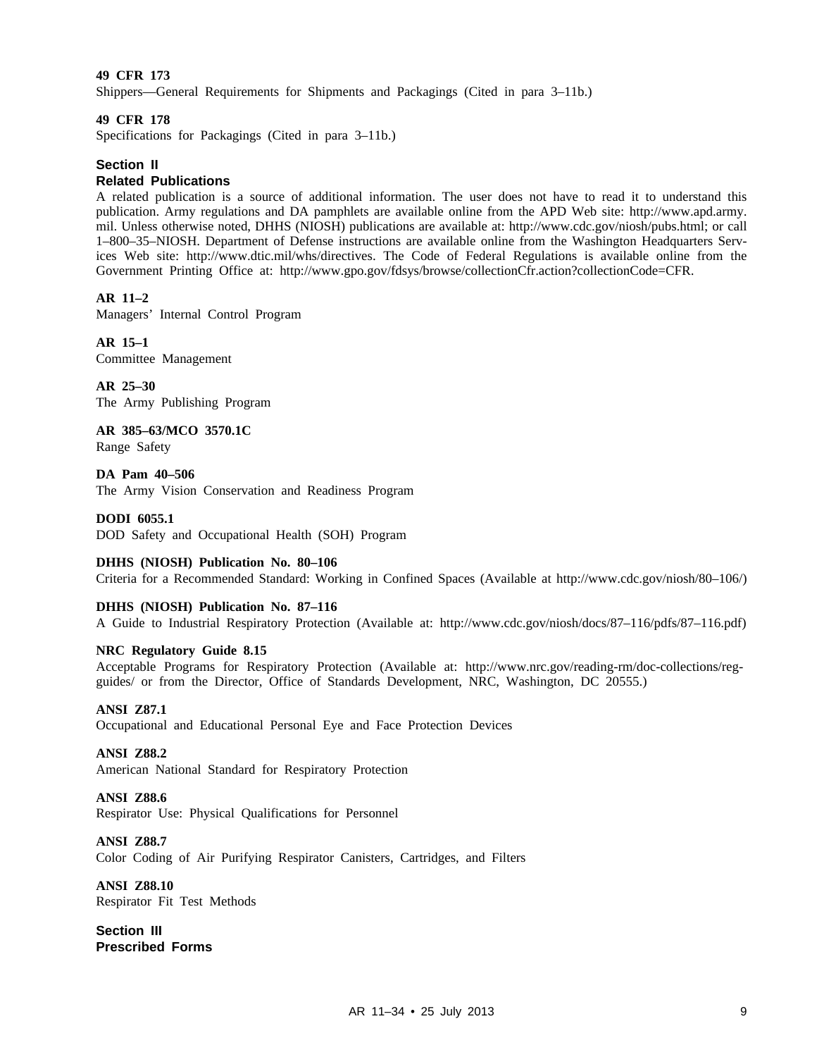**49 CFR 173**
Shippers—General Requirements for Shipments and Packagings (Cited in para 3–11b.)

**49 CFR 178**
Specifications for Packagings (Cited in para 3–11b.)

## Section II
## Related Publications

A related publication is a source of additional information. The user does not have to read it to understand this publication. Army regulations and DA pamphlets are available online from the APD Web site: http://www.apd.army.mil. Unless otherwise noted, DHHS (NIOSH) publications are available at: http://www.cdc.gov/niosh/pubs.html; or call 1–800–35–NIOSH. Department of Defense instructions are available online from the Washington Headquarters Services Web site: http://www.dtic.mil/whs/directives. The Code of Federal Regulations is available online from the Government Printing Office at: http://www.gpo.gov/fdsys/browse/collectionCfr.action?collectionCode=CFR.

**AR 11–2**
Managers' Internal Control Program

**AR 15–1**
Committee Management

**AR 25–30**
The Army Publishing Program

**AR 385–63/MCO 3570.1C**
Range Safety

**DA Pam 40–506**
The Army Vision Conservation and Readiness Program

**DODI 6055.1**
DOD Safety and Occupational Health (SOH) Program

**DHHS (NIOSH) Publication No. 80–106**
Criteria for a Recommended Standard: Working in Confined Spaces (Available at http://www.cdc.gov/niosh/80–106/)

**DHHS (NIOSH) Publication No. 87–116**
A Guide to Industrial Respiratory Protection (Available at: http://www.cdc.gov/niosh/docs/87–116/pdfs/87–116.pdf)

**NRC Regulatory Guide 8.15**
Acceptable Programs for Respiratory Protection (Available at: http://www.nrc.gov/reading-rm/doc-collections/reg-guides/ or from the Director, Office of Standards Development, NRC, Washington, DC 20555.)

**ANSI Z87.1**
Occupational and Educational Personal Eye and Face Protection Devices

**ANSI Z88.2**
American National Standard for Respiratory Protection

**ANSI Z88.6**
Respirator Use: Physical Qualifications for Personnel

**ANSI Z88.7**
Color Coding of Air Purifying Respirator Canisters, Cartridges, and Filters

**ANSI Z88.10**
Respirator Fit Test Methods

## Section III
## Prescribed Forms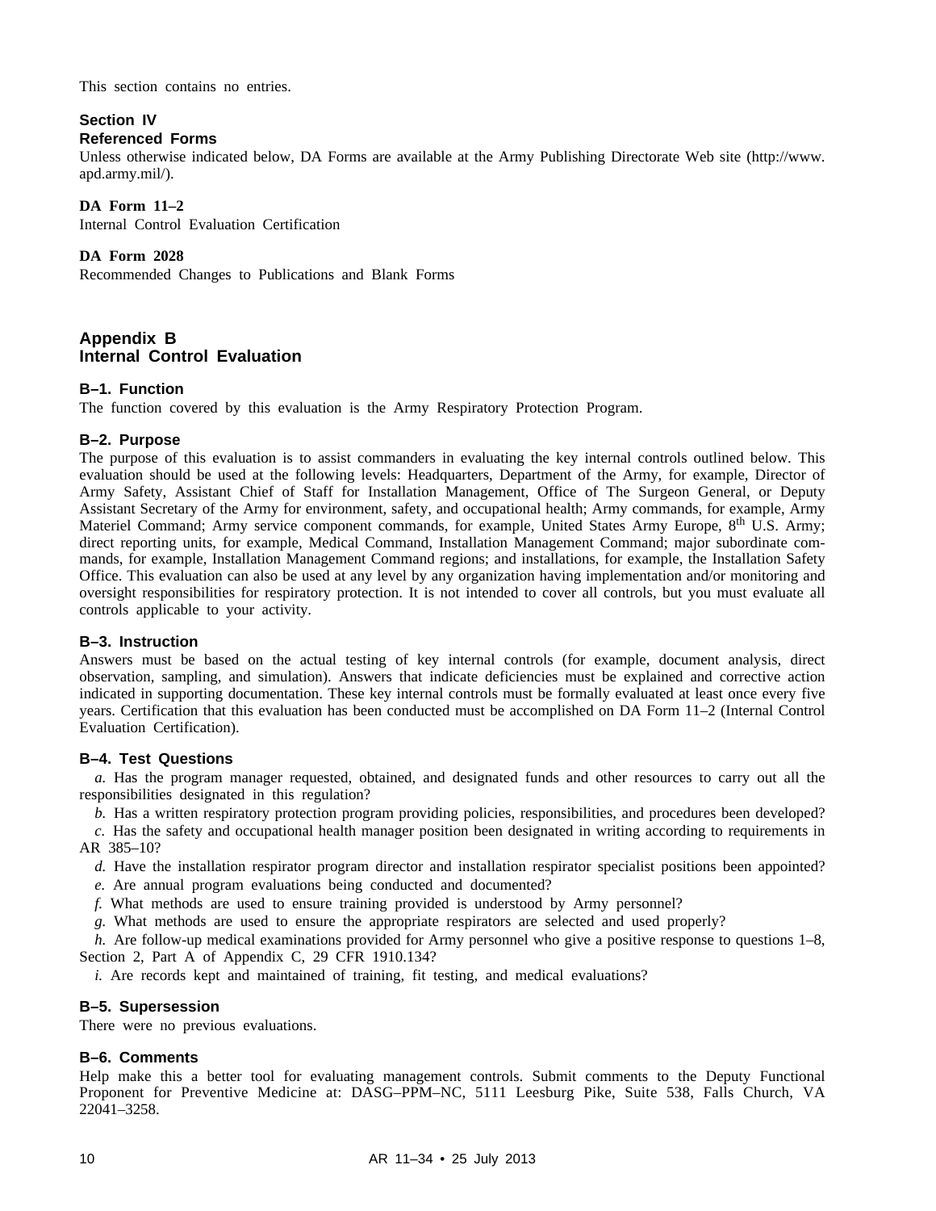This section contains no entries.

### Section IV
### Referenced Forms

Unless otherwise indicated below, DA Forms are available at the Army Publishing Directorate Web site (http://www.apd.army.mil/).

**DA Form 11–2**
Internal Control Evaluation Certification

**DA Form 2028**
Recommended Changes to Publications and Blank Forms

## Appendix B
## Internal Control Evaluation

### B–1. Function

The function covered by this evaluation is the Army Respiratory Protection Program.

### B–2. Purpose

The purpose of this evaluation is to assist commanders in evaluating the key internal controls outlined below. This evaluation should be used at the following levels: Headquarters, Department of the Army, for example, Director of Army Safety, Assistant Chief of Staff for Installation Management, Office of The Surgeon General, or Deputy Assistant Secretary of the Army for environment, safety, and occupational health; Army commands, for example, Army Materiel Command; Army service component commands, for example, United States Army Europe, 8th U.S. Army; direct reporting units, for example, Medical Command, Installation Management Command; major subordinate commands, for example, Installation Management Command regions; and installations, for example, the Installation Safety Office. This evaluation can also be used at any level by any organization having implementation and/or monitoring and oversight responsibilities for respiratory protection. It is not intended to cover all controls, but you must evaluate all controls applicable to your activity.

### B–3. Instruction

Answers must be based on the actual testing of key internal controls (for example, document analysis, direct observation, sampling, and simulation). Answers that indicate deficiencies must be explained and corrective action indicated in supporting documentation. These key internal controls must be formally evaluated at least once every five years. Certification that this evaluation has been conducted must be accomplished on DA Form 11–2 (Internal Control Evaluation Certification).

### B–4. Test Questions

*a.* Has the program manager requested, obtained, and designated funds and other resources to carry out all the responsibilities designated in this regulation?

*b.* Has a written respiratory protection program providing policies, responsibilities, and procedures been developed?

*c.* Has the safety and occupational health manager position been designated in writing according to requirements in AR 385–10?

*d.* Have the installation respirator program director and installation respirator specialist positions been appointed?

*e.* Are annual program evaluations being conducted and documented?

*f.* What methods are used to ensure training provided is understood by Army personnel?

*g.* What methods are used to ensure the appropriate respirators are selected and used properly?

*h.* Are follow-up medical examinations provided for Army personnel who give a positive response to questions 1–8, Section 2, Part A of Appendix C, 29 CFR 1910.134?

*i.* Are records kept and maintained of training, fit testing, and medical evaluations?

### B–5. Supersession

There were no previous evaluations.

### B–6. Comments

Help make this a better tool for evaluating management controls. Submit comments to the Deputy Functional Proponent for Preventive Medicine at: DASG–PPM–NC, 5111 Leesburg Pike, Suite 538, Falls Church, VA 22041–3258.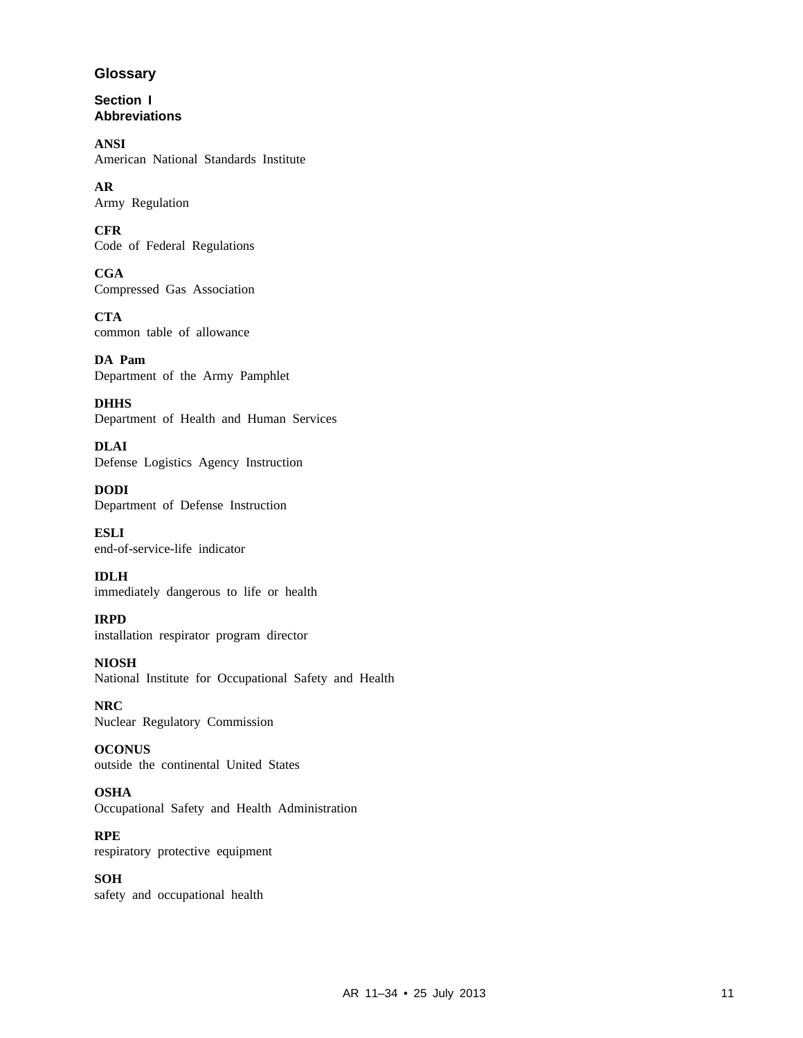## Glossary

### Section I
### Abbreviations

**ANSI**
American National Standards Institute

**AR**
Army Regulation

**CFR**
Code of Federal Regulations

**CGA**
Compressed Gas Association

**CTA**
common table of allowance

**DA Pam**
Department of the Army Pamphlet

**DHHS**
Department of Health and Human Services

**DLAI**
Defense Logistics Agency Instruction

**DODI**
Department of Defense Instruction

**ESLI**
end-of-service-life indicator

**IDLH**
immediately dangerous to life or health

**IRPD**
installation respirator program director

**NIOSH**
National Institute for Occupational Safety and Health

**NRC**
Nuclear Regulatory Commission

**OCONUS**
outside the continental United States

**OSHA**
Occupational Safety and Health Administration

**RPE**
respiratory protective equipment

**SOH**
safety and occupational health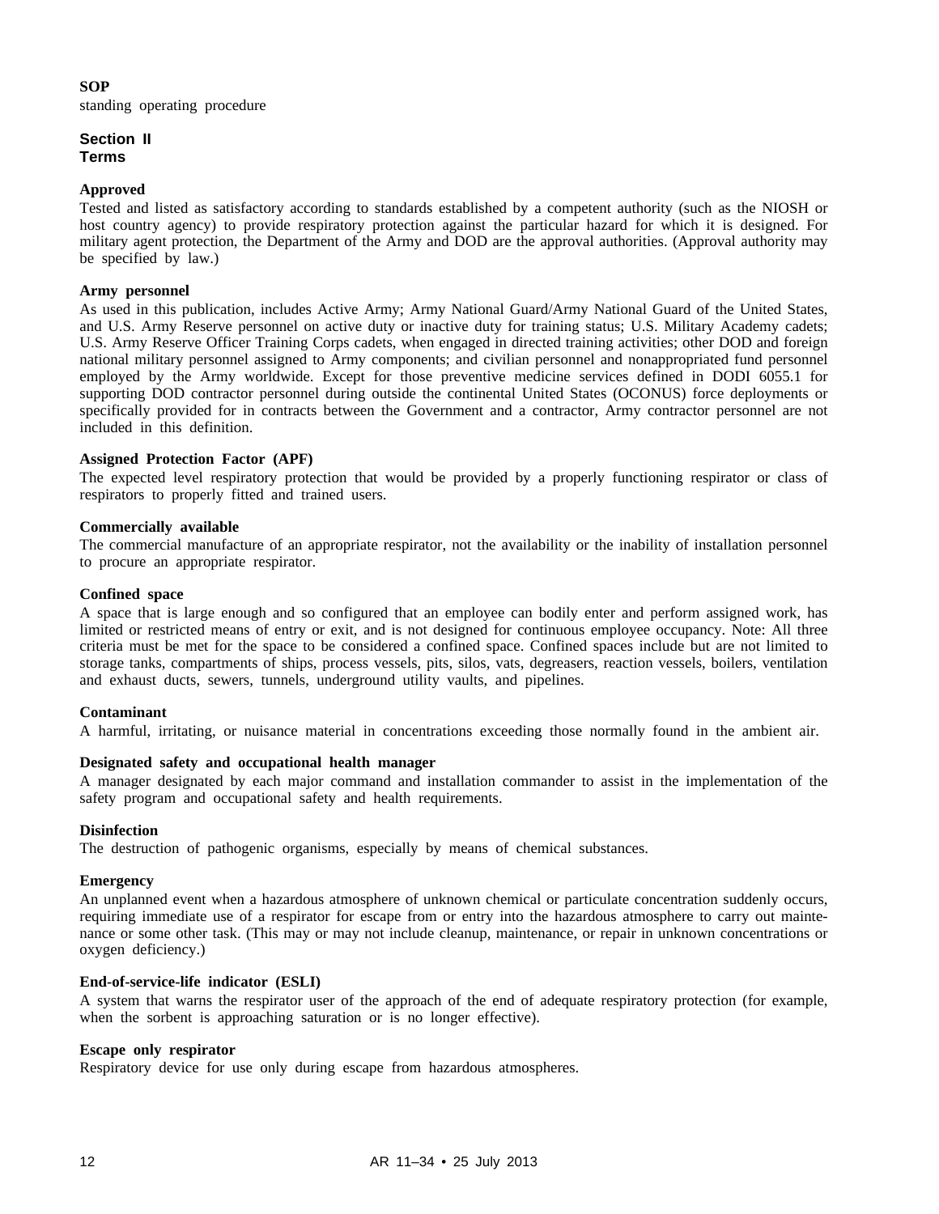**SOP**
standing operating procedure

## Section II
## Terms

**Approved**
Tested and listed as satisfactory according to standards established by a competent authority (such as the NIOSH or host country agency) to provide respiratory protection against the particular hazard for which it is designed. For military agent protection, the Department of the Army and DOD are the approval authorities. (Approval authority may be specified by law.)

**Army personnel**
As used in this publication, includes Active Army; Army National Guard/Army National Guard of the United States, and U.S. Army Reserve personnel on active duty or inactive duty for training status; U.S. Military Academy cadets; U.S. Army Reserve Officer Training Corps cadets, when engaged in directed training activities; other DOD and foreign national military personnel assigned to Army components; and civilian personnel and nonappropriated fund personnel employed by the Army worldwide. Except for those preventive medicine services defined in DODI 6055.1 for supporting DOD contractor personnel during outside the continental United States (OCONUS) force deployments or specifically provided for in contracts between the Government and a contractor, Army contractor personnel are not included in this definition.

**Assigned Protection Factor (APF)**
The expected level respiratory protection that would be provided by a properly functioning respirator or class of respirators to properly fitted and trained users.

**Commercially available**
The commercial manufacture of an appropriate respirator, not the availability or the inability of installation personnel to procure an appropriate respirator.

**Confined space**
A space that is large enough and so configured that an employee can bodily enter and perform assigned work, has limited or restricted means of entry or exit, and is not designed for continuous employee occupancy. Note: All three criteria must be met for the space to be considered a confined space. Confined spaces include but are not limited to storage tanks, compartments of ships, process vessels, pits, silos, vats, degreasers, reaction vessels, boilers, ventilation and exhaust ducts, sewers, tunnels, underground utility vaults, and pipelines.

**Contaminant**
A harmful, irritating, or nuisance material in concentrations exceeding those normally found in the ambient air.

**Designated safety and occupational health manager**
A manager designated by each major command and installation commander to assist in the implementation of the safety program and occupational safety and health requirements.

**Disinfection**
The destruction of pathogenic organisms, especially by means of chemical substances.

**Emergency**
An unplanned event when a hazardous atmosphere of unknown chemical or particulate concentration suddenly occurs, requiring immediate use of a respirator for escape from or entry into the hazardous atmosphere to carry out maintenance or some other task. (This may or may not include cleanup, maintenance, or repair in unknown concentrations or oxygen deficiency.)

**End-of-service-life indicator (ESLI)**
A system that warns the respirator user of the approach of the end of adequate respiratory protection (for example, when the sorbent is approaching saturation or is no longer effective).

**Escape only respirator**
Respiratory device for use only during escape from hazardous atmospheres.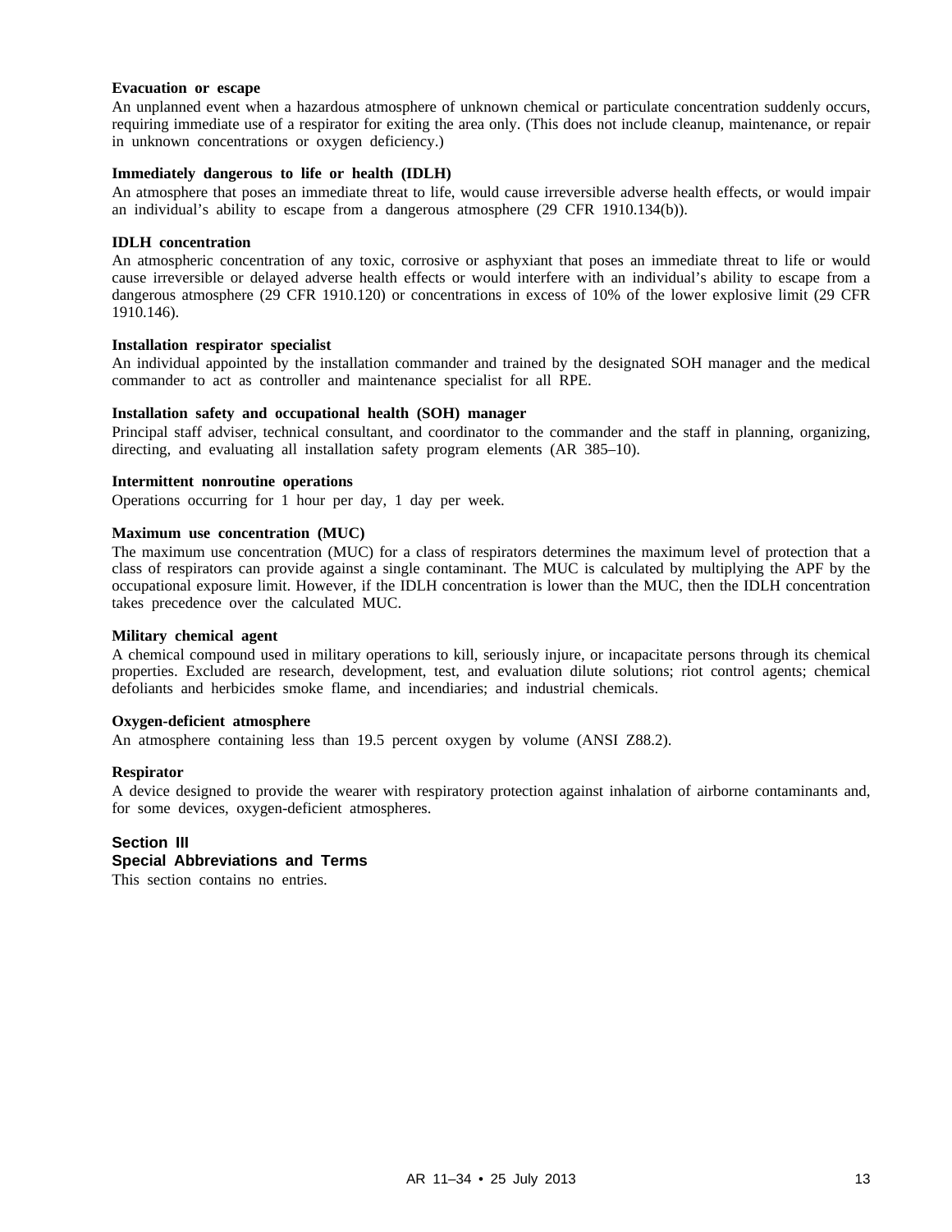**Evacuation or escape**

An unplanned event when a hazardous atmosphere of unknown chemical or particulate concentration suddenly occurs, requiring immediate use of a respirator for exiting the area only. (This does not include cleanup, maintenance, or repair in unknown concentrations or oxygen deficiency.)

**Immediately dangerous to life or health (IDLH)**

An atmosphere that poses an immediate threat to life, would cause irreversible adverse health effects, or would impair an individual's ability to escape from a dangerous atmosphere (29 CFR 1910.134(b)).

**IDLH concentration**

An atmospheric concentration of any toxic, corrosive or asphyxiant that poses an immediate threat to life or would cause irreversible or delayed adverse health effects or would interfere with an individual's ability to escape from a dangerous atmosphere (29 CFR 1910.120) or concentrations in excess of 10% of the lower explosive limit (29 CFR 1910.146).

**Installation respirator specialist**

An individual appointed by the installation commander and trained by the designated SOH manager and the medical commander to act as controller and maintenance specialist for all RPE.

**Installation safety and occupational health (SOH) manager**

Principal staff adviser, technical consultant, and coordinator to the commander and the staff in planning, organizing, directing, and evaluating all installation safety program elements (AR 385–10).

**Intermittent nonroutine operations**

Operations occurring for 1 hour per day, 1 day per week.

**Maximum use concentration (MUC)**

The maximum use concentration (MUC) for a class of respirators determines the maximum level of protection that a class of respirators can provide against a single contaminant. The MUC is calculated by multiplying the APF by the occupational exposure limit. However, if the IDLH concentration is lower than the MUC, then the IDLH concentration takes precedence over the calculated MUC.

**Military chemical agent**

A chemical compound used in military operations to kill, seriously injure, or incapacitate persons through its chemical properties. Excluded are research, development, test, and evaluation dilute solutions; riot control agents; chemical defoliants and herbicides smoke flame, and incendiaries; and industrial chemicals.

**Oxygen-deficient atmosphere**

An atmosphere containing less than 19.5 percent oxygen by volume (ANSI Z88.2).

**Respirator**

A device designed to provide the wearer with respiratory protection against inhalation of airborne contaminants and, for some devices, oxygen-deficient atmospheres.

## Section III
## Special Abbreviations and Terms

This section contains no entries.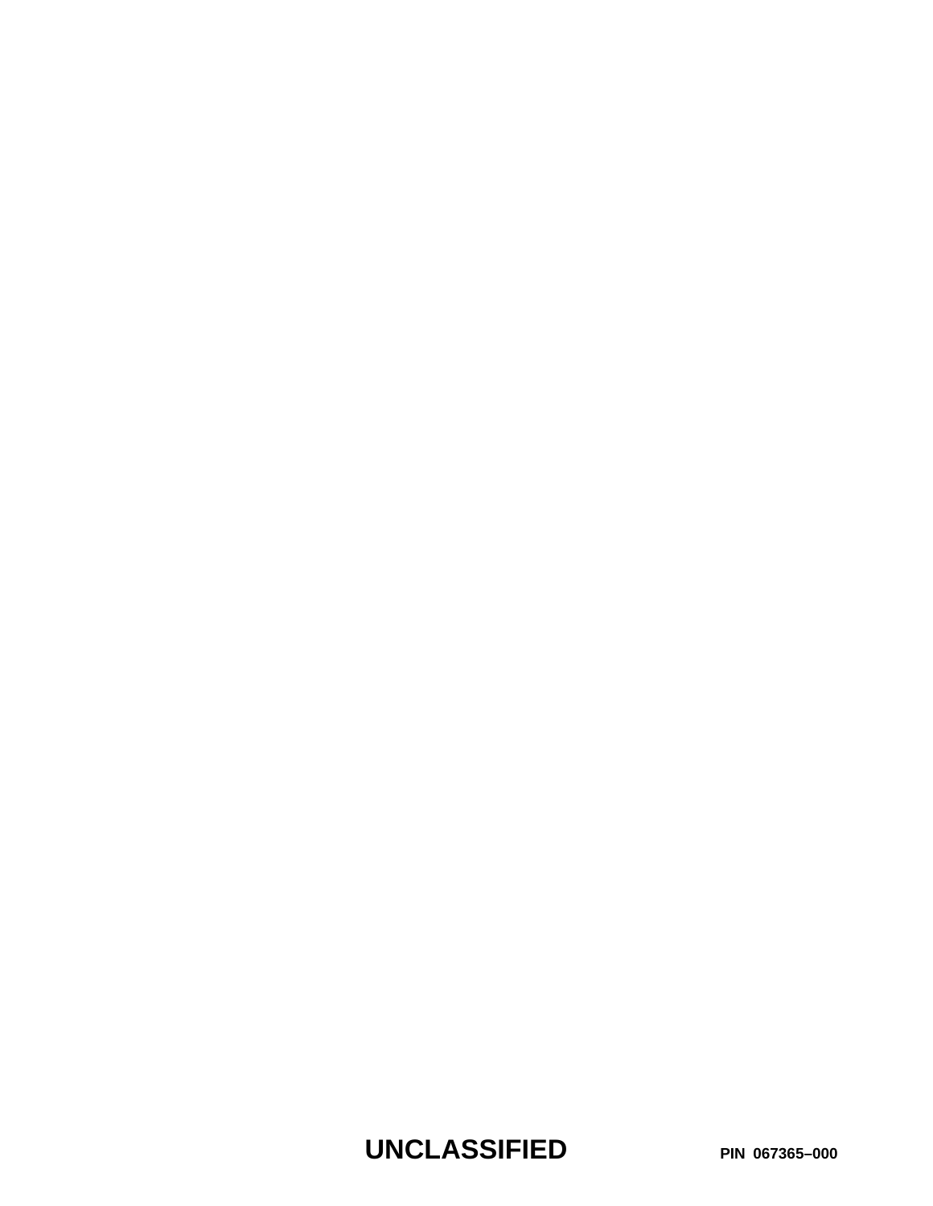**UNCLASSIFIED** **PIN 067365–000**